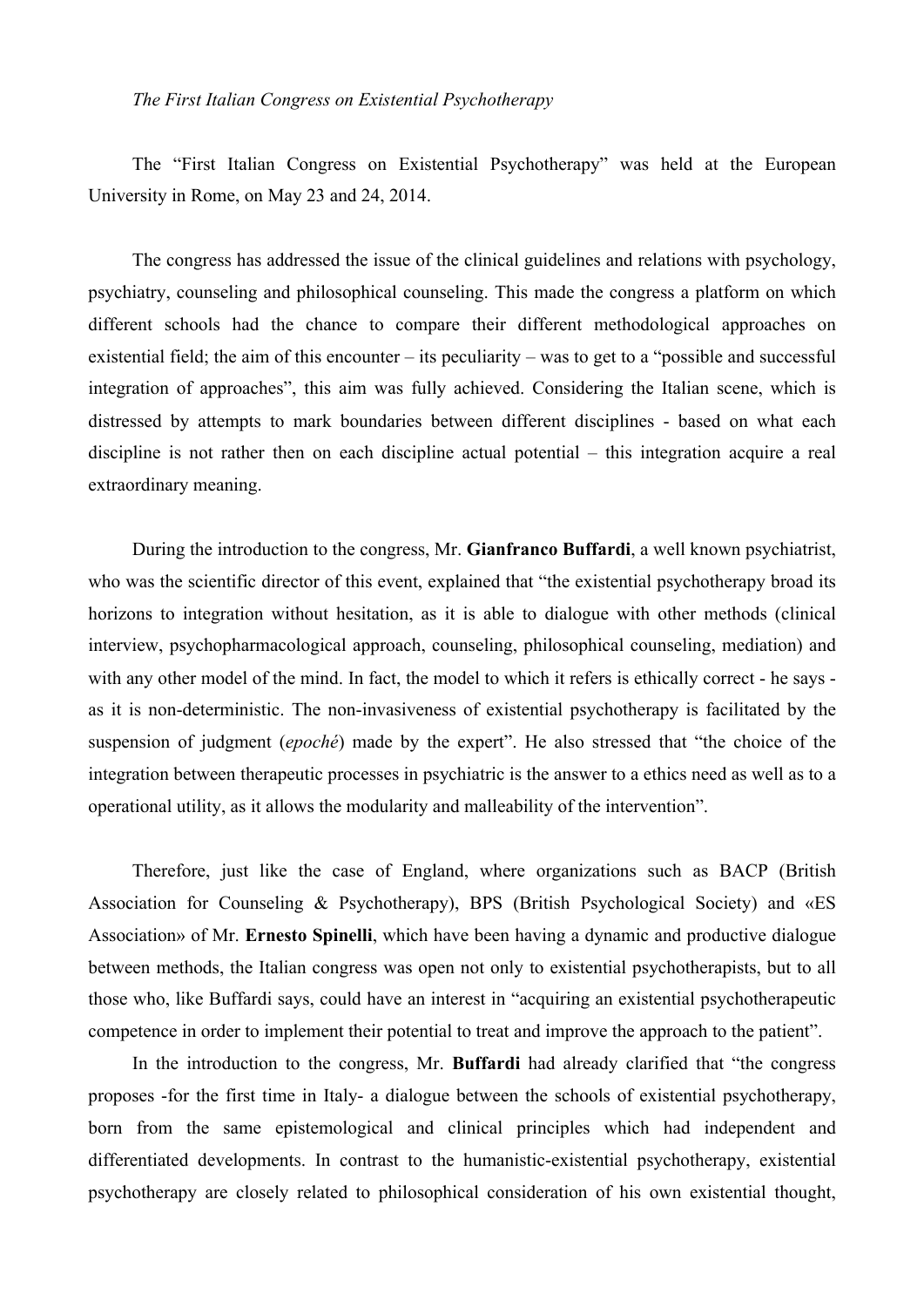*The First Italian Congress on Existential Psychotherapy*

The "First Italian Congress on Existential Psychotherapy" was held at the European University in Rome, on May 23 and 24, 2014.

The congress has addressed the issue of the clinical guidelines and relations with psychology, psychiatry, counseling and philosophical counseling. This made the congress a platform on which different schools had the chance to compare their different methodological approaches on existential field; the aim of this encounter – its peculiarity – was to get to a "possible and successful integration of approaches", this aim was fully achieved. Considering the Italian scene, which is distressed by attempts to mark boundaries between different disciplines - based on what each discipline is not rather then on each discipline actual potential – this integration acquire a real extraordinary meaning.

During the introduction to the congress, Mr. **Gianfranco Buffardi**, a well known psychiatrist, who was the scientific director of this event, explained that "the existential psychotherapy broad its horizons to integration without hesitation, as it is able to dialogue with other methods (clinical interview, psychopharmacological approach, counseling, philosophical counseling, mediation) and with any other model of the mind. In fact, the model to which it refers is ethically correct - he says - as it is non-deterministic. The non-invasiveness of existential psychotherapy is facilitated by the suspension of judgment (*epoché*) made by the expert". He also stressed that "the choice of the integration between therapeutic processes in psychiatric is the answer to a ethics need as well as to a operational utility, as it allows the modularity and malleability of the intervention".

Therefore, just like the case of England, where organizations such as BACP (British Association for Counseling & Psychotherapy), BPS (British Psychological Society) and «ES Association» of Mr. **Ernesto Spinelli**, which have been having a dynamic and productive dialogue between methods, the Italian congress was open not only to existential psychotherapists, but to all those who, like Buffardi says, could have an interest in "acquiring an existential psychotherapeutic competence in order to implement their potential to treat and improve the approach to the patient".

In the introduction to the congress, Mr. **Buffardi** had already clarified that "the congress proposes -for the first time in Italy- a dialogue between the schools of existential psychotherapy, born from the same epistemological and clinical principles which had independent and differentiated developments. In contrast to the humanistic-existential psychotherapy, existential psychotherapy are closely related to philosophical consideration of his own existential thought,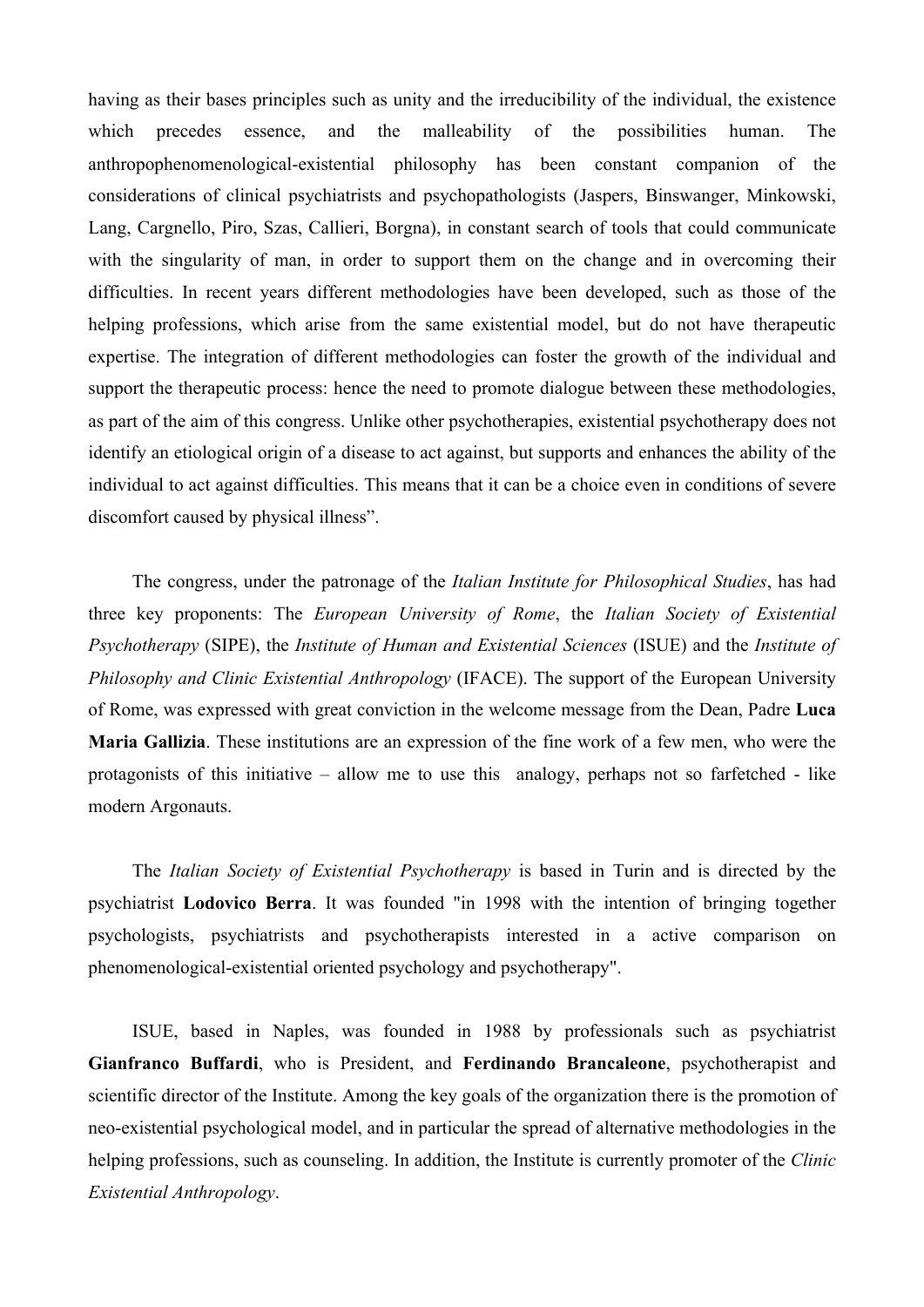having as their bases principles such as unity and the irreducibility of the individual, the existence which precedes essence, and the malleability of the possibilities human. The anthropophenomenological-existential philosophy has been constant companion of the considerations of clinical psychiatrists and psychopathologists (Jaspers, Binswanger, Minkowski, Lang, Cargnello, Piro, Szas, Callieri, Borgna), in constant search of tools that could communicate with the singularity of man, in order to support them on the change and in overcoming their difficulties. In recent years different methodologies have been developed, such as those of the helping professions, which arise from the same existential model, but do not have therapeutic expertise. The integration of different methodologies can foster the growth of the individual and support the therapeutic process: hence the need to promote dialogue between these methodologies, as part of the aim of this congress. Unlike other psychotherapies, existential psychotherapy does not identify an etiological origin of a disease to act against, but supports and enhances the ability of the individual to act against difficulties. This means that it can be a choice even in conditions of severe discomfort caused by physical illness".

The congress, under the patronage of the *Italian Institute for Philosophical Studies*, has had three key proponents: The *European University of Rome*, the *Italian Society of Existential Psychotherapy* (SIPE), the *Institute of Human and Existential Sciences* (ISUE) and the *Institute of Philosophy and Clinic Existential Anthropology* (IFACE). The support of the European University of Rome, was expressed with great conviction in the welcome message from the Dean, Padre **Luca Maria Gallizia**. These institutions are an expression of the fine work of a few men, who were the protagonists of this initiative – allow me to use this analogy, perhaps not so farfetched - like modern Argonauts.

The *Italian Society of Existential Psychotherapy* is based in Turin and is directed by the psychiatrist **Lodovico Berra**. It was founded "in 1998 with the intention of bringing together psychologists, psychiatrists and psychotherapists interested in a active comparison on phenomenological-existential oriented psychology and psychotherapy".

ISUE, based in Naples, was founded in 1988 by professionals such as psychiatrist **Gianfranco Buffardi**, who is President, and **Ferdinando Brancaleone**, psychotherapist and scientific director of the Institute. Among the key goals of the organization there is the promotion of neo-existential psychological model, and in particular the spread of alternative methodologies in the helping professions, such as counseling. In addition, the Institute is currently promoter of the *Clinic Existential Anthropology*.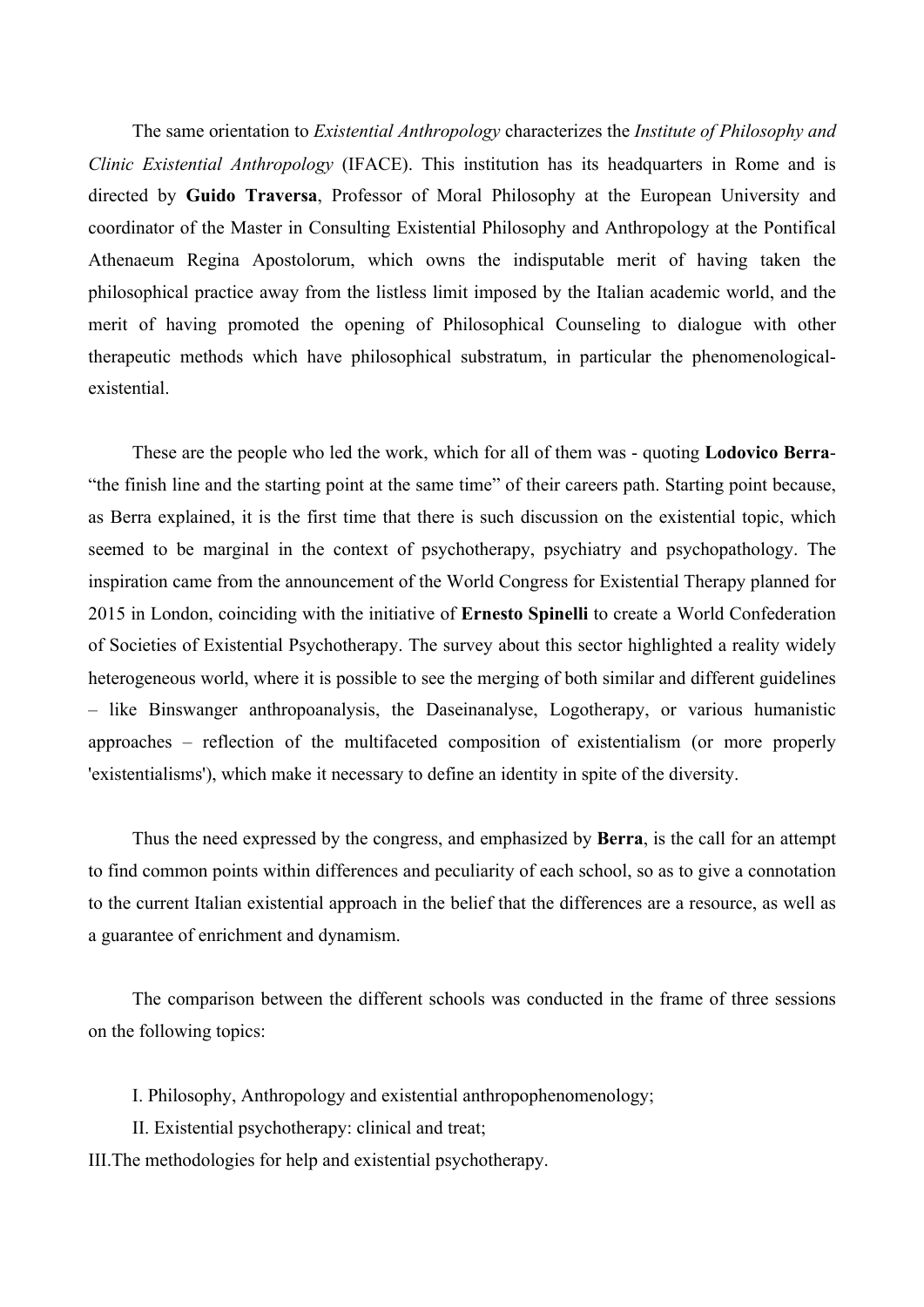The same orientation to *Existential Anthropology* characterizes the *Institute of Philosophy and Clinic Existential Anthropology* (IFACE). This institution has its headquarters in Rome and is directed by **Guido Traversa**, Professor of Moral Philosophy at the European University and coordinator of the Master in Consulting Existential Philosophy and Anthropology at the Pontifical Athenaeum Regina Apostolorum, which owns the indisputable merit of having taken the philosophical practice away from the listless limit imposed by the Italian academic world, and the merit of having promoted the opening of Philosophical Counseling to dialogue with other therapeutic methods which have philosophical substratum, in particular the phenomenological-existential.

These are the people who led the work, which for all of them was - quoting **Lodovico Berra**- "the finish line and the starting point at the same time" of their careers path. Starting point because, as Berra explained, it is the first time that there is such discussion on the existential topic, which seemed to be marginal in the context of psychotherapy, psychiatry and psychopathology. The inspiration came from the announcement of the World Congress for Existential Therapy planned for 2015 in London, coinciding with the initiative of **Ernesto Spinelli** to create a World Confederation of Societies of Existential Psychotherapy. The survey about this sector highlighted a reality widely heterogeneous world, where it is possible to see the merging of both similar and different guidelines – like Binswanger anthropoanalysis, the Daseinanalyse, Logotherapy, or various humanistic approaches – reflection of the multifaceted composition of existentialism (or more properly 'existentialisms'), which make it necessary to define an identity in spite of the diversity.

Thus the need expressed by the congress, and emphasized by **Berra**, is the call for an attempt to find common points within differences and peculiarity of each school, so as to give a connotation to the current Italian existential approach in the belief that the differences are a resource, as well as a guarantee of enrichment and dynamism.

The comparison between the different schools was conducted in the frame of three sessions on the following topics:

I. Philosophy, Anthropology and existential anthropophenomenology;

II. Existential psychotherapy: clinical and treat;

III. The methodologies for help and existential psychotherapy.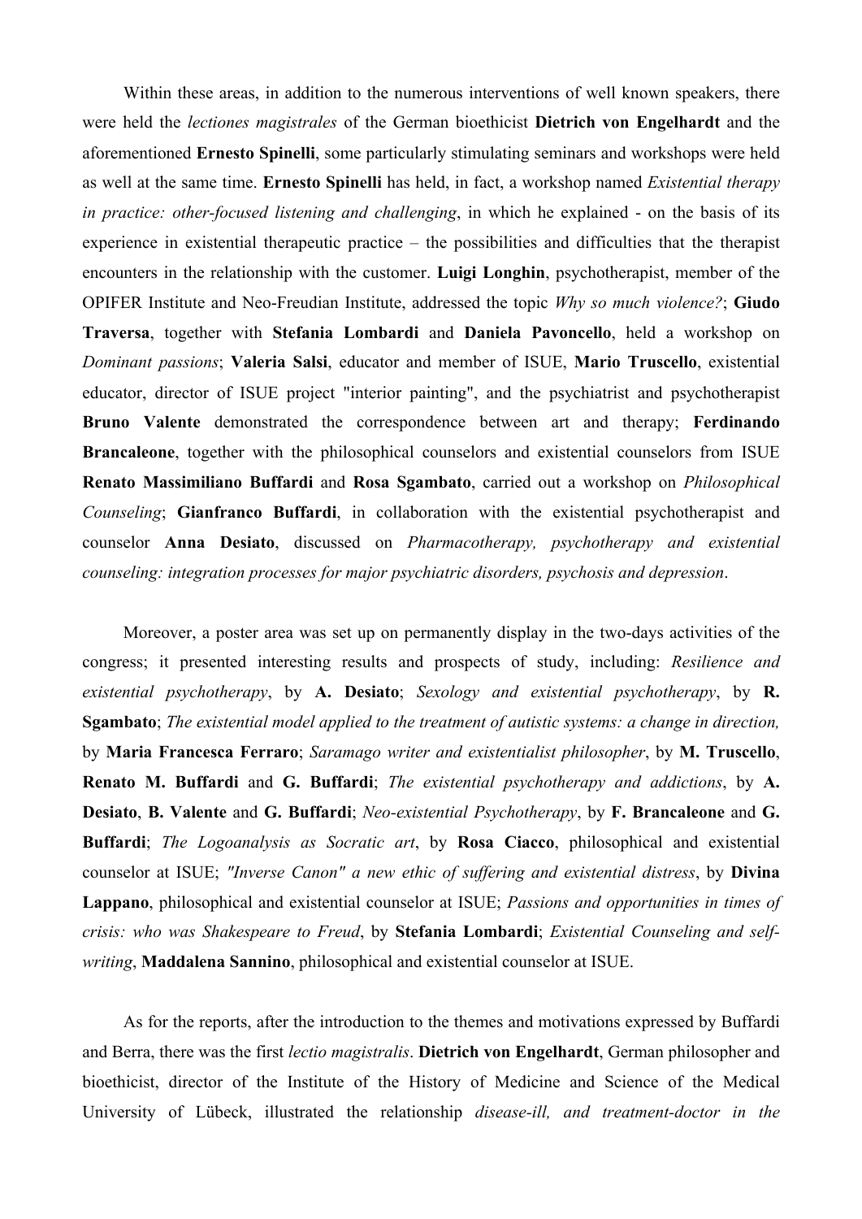Within these areas, in addition to the numerous interventions of well known speakers, there were held the *lectiones magistrales* of the German bioethicist **Dietrich von Engelhardt** and the aforementioned **Ernesto Spinelli**, some particularly stimulating seminars and workshops were held as well at the same time. **Ernesto Spinelli** has held, in fact, a workshop named *Existential therapy in practice: other-focused listening and challenging*, in which he explained - on the basis of its experience in existential therapeutic practice – the possibilities and difficulties that the therapist encounters in the relationship with the customer. **Luigi Longhin**, psychotherapist, member of the OPIFER Institute and Neo-Freudian Institute, addressed the topic *Why so much violence?*; **Giudo Traversa**, together with **Stefania Lombardi** and **Daniela Pavoncello**, held a workshop on *Dominant passions*; **Valeria Salsi**, educator and member of ISUE, **Mario Truscello**, existential educator, director of ISUE project "interior painting", and the psychiatrist and psychotherapist **Bruno Valente** demonstrated the correspondence between art and therapy; **Ferdinando Brancaleone**, together with the philosophical counselors and existential counselors from ISUE **Renato Massimiliano Buffardi** and **Rosa Sgambato**, carried out a workshop on *Philosophical Counseling*; **Gianfranco Buffardi**, in collaboration with the existential psychotherapist and counselor **Anna Desiato**, discussed on *Pharmacotherapy, psychotherapy and existential counseling: integration processes for major psychiatric disorders, psychosis and depression*.

Moreover, a poster area was set up on permanently display in the two-days activities of the congress; it presented interesting results and prospects of study, including: *Resilience and existential psychotherapy*, by **A. Desiato**; *Sexology and existential psychotherapy*, by **R. Sgambato**; *The existential model applied to the treatment of autistic systems: a change in direction,* by **Maria Francesca Ferraro**; *Saramago writer and existentialist philosopher*, by **M. Truscello**, **Renato M. Buffardi** and **G. Buffardi**; *The existential psychotherapy and addictions*, by **A. Desiato**, **B. Valente** and **G. Buffardi**; *Neo-existential Psychotherapy*, by **F. Brancaleone** and **G. Buffardi**; *The Logoanalysis as Socratic art*, by **Rosa Ciacco**, philosophical and existential counselor at ISUE; *"Inverse Canon" a new ethic of suffering and existential distress*, by **Divina Lappano**, philosophical and existential counselor at ISUE; *Passions and opportunities in times of crisis: who was Shakespeare to Freud*, by **Stefania Lombardi**; *Existential Counseling and self-writing*, **Maddalena Sannino**, philosophical and existential counselor at ISUE.

As for the reports, after the introduction to the themes and motivations expressed by Buffardi and Berra, there was the first *lectio magistralis*. **Dietrich von Engelhardt**, German philosopher and bioethicist, director of the Institute of the History of Medicine and Science of the Medical University of Lübeck, illustrated the relationship *disease-ill, and treatment-doctor in the*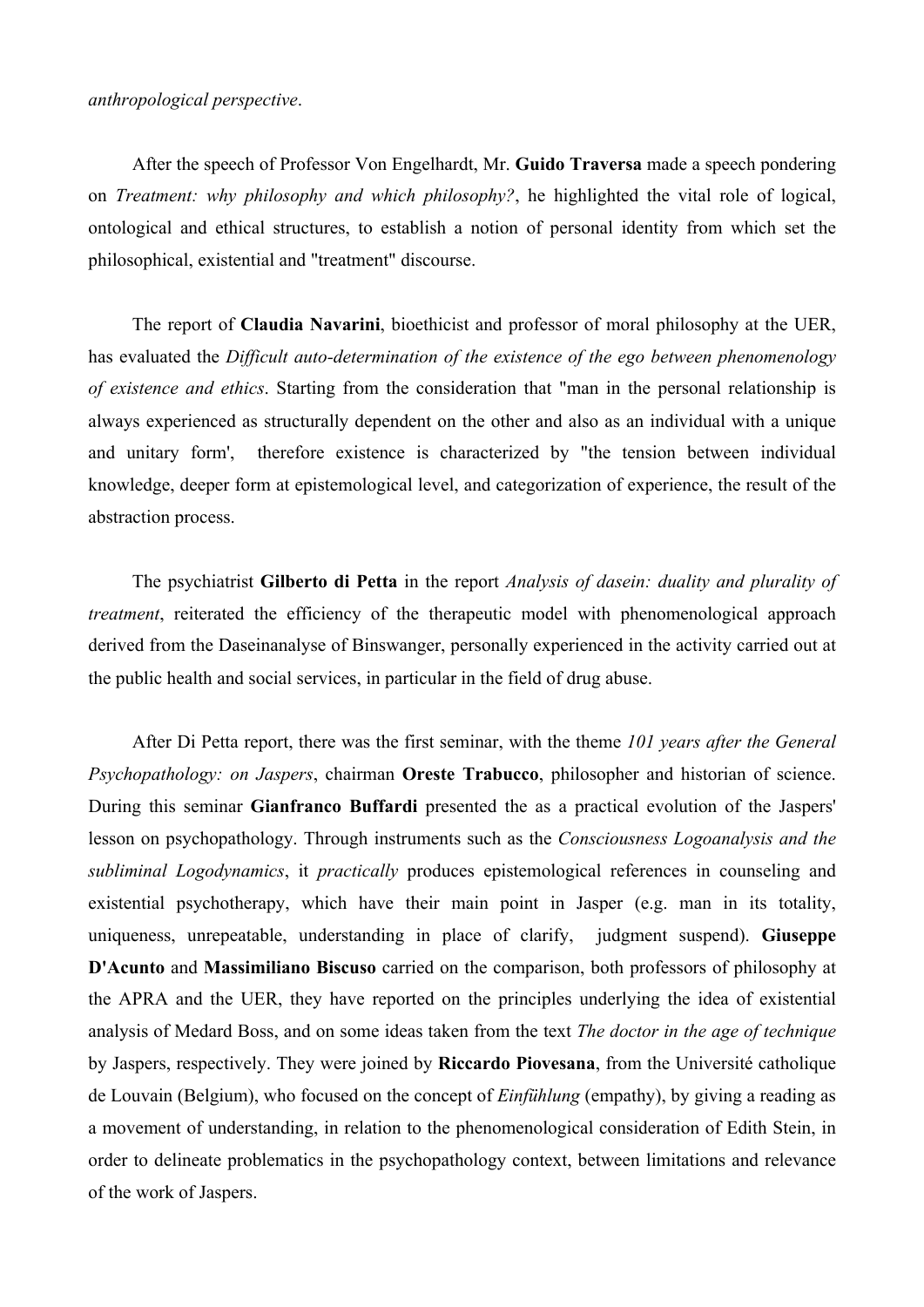*anthropological perspective*.

After the speech of Professor Von Engelhardt, Mr. **Guido Traversa** made a speech pondering on *Treatment: why philosophy and which philosophy?*, he highlighted the vital role of logical, ontological and ethical structures, to establish a notion of personal identity from which set the philosophical, existential and "treatment" discourse.

The report of **Claudia Navarini**, bioethicist and professor of moral philosophy at the UER, has evaluated the *Difficult auto-determination of the existence of the ego between phenomenology of existence and ethics*. Starting from the consideration that "man in the personal relationship is always experienced as structurally dependent on the other and also as an individual with a unique and unitary form', therefore existence is characterized by "the tension between individual knowledge, deeper form at epistemological level, and categorization of experience, the result of the abstraction process.

The psychiatrist **Gilberto di Petta** in the report *Analysis of dasein: duality and plurality of treatment*, reiterated the efficiency of the therapeutic model with phenomenological approach derived from the Daseinanalyse of Binswanger, personally experienced in the activity carried out at the public health and social services, in particular in the field of drug abuse.

After Di Petta report, there was the first seminar, with the theme *101 years after the General Psychopathology: on Jaspers*, chairman **Oreste Trabucco**, philosopher and historian of science. During this seminar **Gianfranco Buffardi** presented the as a practical evolution of the Jaspers' lesson on psychopathology. Through instruments such as the *Consciousness Logoanalysis and the subliminal Logodynamics*, it *practically* produces epistemological references in counseling and existential psychotherapy, which have their main point in Jasper (e.g. man in its totality, uniqueness, unrepeatable, understanding in place of clarify, judgment suspend). **Giuseppe D'Acunto** and **Massimiliano Biscuso** carried on the comparison, both professors of philosophy at the APRA and the UER, they have reported on the principles underlying the idea of existential analysis of Medard Boss, and on some ideas taken from the text *The doctor in the age of technique* by Jaspers, respectively. They were joined by **Riccardo Piovesana**, from the Université catholique de Louvain (Belgium), who focused on the concept of *Einfühlung* (empathy), by giving a reading as a movement of understanding, in relation to the phenomenological consideration of Edith Stein, in order to delineate problematics in the psychopathology context, between limitations and relevance of the work of Jaspers.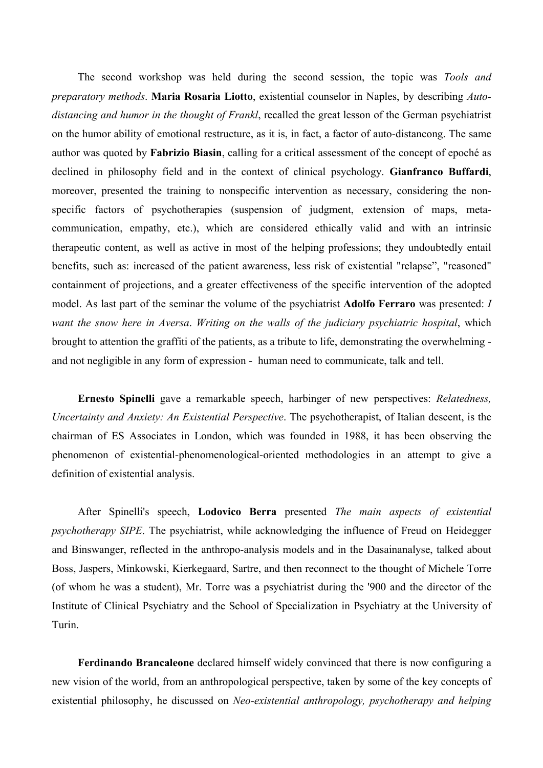The second workshop was held during the second session, the topic was *Tools and preparatory methods*. **Maria Rosaria Liotto**, existential counselor in Naples, by describing *Auto-distancing and humor in the thought of Frankl*, recalled the great lesson of the German psychiatrist on the humor ability of emotional restructure, as it is, in fact, a factor of auto-distancong. The same author was quoted by **Fabrizio Biasin**, calling for a critical assessment of the concept of epoché as declined in philosophy field and in the context of clinical psychology. **Gianfranco Buffardi**, moreover, presented the training to nonspecific intervention as necessary, considering the non-specific factors of psychotherapies (suspension of judgment, extension of maps, meta-communication, empathy, etc.), which are considered ethically valid and with an intrinsic therapeutic content, as well as active in most of the helping professions; they undoubtedly entail benefits, such as: increased of the patient awareness, less risk of existential "relapse", "reasoned" containment of projections, and a greater effectiveness of the specific intervention of the adopted model. As last part of the seminar the volume of the psychiatrist **Adolfo Ferraro** was presented: *I want the snow here in Aversa*. *Writing on the walls of the judiciary psychiatric hospital*, which brought to attention the graffiti of the patients, as a tribute to life, demonstrating the overwhelming - and not negligible in any form of expression - human need to communicate, talk and tell.

**Ernesto Spinelli** gave a remarkable speech, harbinger of new perspectives: *Relatedness, Uncertainty and Anxiety: An Existential Perspective*. The psychotherapist, of Italian descent, is the chairman of ES Associates in London, which was founded in 1988, it has been observing the phenomenon of existential-phenomenological-oriented methodologies in an attempt to give a definition of existential analysis.

After Spinelli's speech, **Lodovico Berra** presented *The main aspects of existential psychotherapy SIPE*. The psychiatrist, while acknowledging the influence of Freud on Heidegger and Binswanger, reflected in the anthropo-analysis models and in the Dasainanalyse, talked about Boss, Jaspers, Minkowski, Kierkegaard, Sartre, and then reconnect to the thought of Michele Torre (of whom he was a student), Mr. Torre was a psychiatrist during the '900 and the director of the Institute of Clinical Psychiatry and the School of Specialization in Psychiatry at the University of Turin.

**Ferdinando Brancaleone** declared himself widely convinced that there is now configuring a new vision of the world, from an anthropological perspective, taken by some of the key concepts of existential philosophy, he discussed on *Neo-existential anthropology, psychotherapy and helping*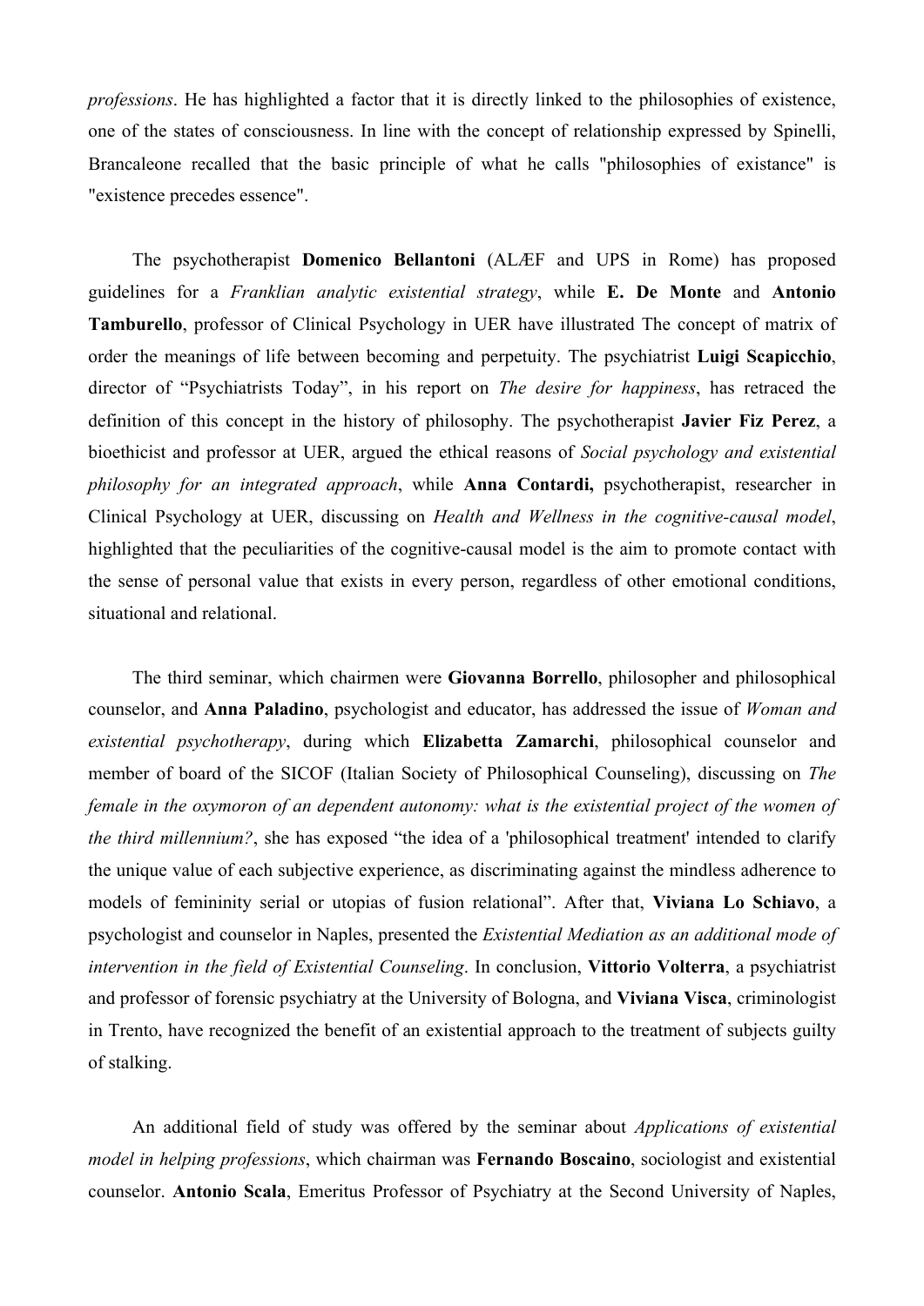*professions*. He has highlighted a factor that it is directly linked to the philosophies of existence, one of the states of consciousness. In line with the concept of relationship expressed by Spinelli, Brancaleone recalled that the basic principle of what he calls "philosophies of existance" is "existence precedes essence".

The psychotherapist **Domenico Bellantoni** (ALÆF and UPS in Rome) has proposed guidelines for a *Franklian analytic existential strategy*, while **E. De Monte** and **Antonio Tamburello**, professor of Clinical Psychology in UER have illustrated The concept of matrix of order the meanings of life between becoming and perpetuity. The psychiatrist **Luigi Scapicchio**, director of "Psychiatrists Today", in his report on *The desire for happiness*, has retraced the definition of this concept in the history of philosophy. The psychotherapist **Javier Fiz Perez**, a bioethicist and professor at UER, argued the ethical reasons of *Social psychology and existential philosophy for an integrated approach*, while **Anna Contardi,** psychotherapist, researcher in Clinical Psychology at UER, discussing on *Health and Wellness in the cognitive-causal model*, highlighted that the peculiarities of the cognitive-causal model is the aim to promote contact with the sense of personal value that exists in every person, regardless of other emotional conditions, situational and relational.

The third seminar, which chairmen were **Giovanna Borrello**, philosopher and philosophical counselor, and **Anna Paladino**, psychologist and educator, has addressed the issue of *Woman and existential psychotherapy*, during which **Elizabetta Zamarchi**, philosophical counselor and member of board of the SICOF (Italian Society of Philosophical Counseling), discussing on *The female in the oxymoron of an dependent autonomy: what is the existential project of the women of the third millennium?*, she has exposed "the idea of a 'philosophical treatment' intended to clarify the unique value of each subjective experience, as discriminating against the mindless adherence to models of femininity serial or utopias of fusion relational". After that, **Viviana Lo Schiavo**, a psychologist and counselor in Naples, presented the *Existential Mediation as an additional mode of intervention in the field of Existential Counseling*. In conclusion, **Vittorio Volterra**, a psychiatrist and professor of forensic psychiatry at the University of Bologna, and **Viviana Visca**, criminologist in Trento, have recognized the benefit of an existential approach to the treatment of subjects guilty of stalking.

An additional field of study was offered by the seminar about *Applications of existential model in helping professions*, which chairman was **Fernando Boscaino**, sociologist and existential counselor. **Antonio Scala**, Emeritus Professor of Psychiatry at the Second University of Naples,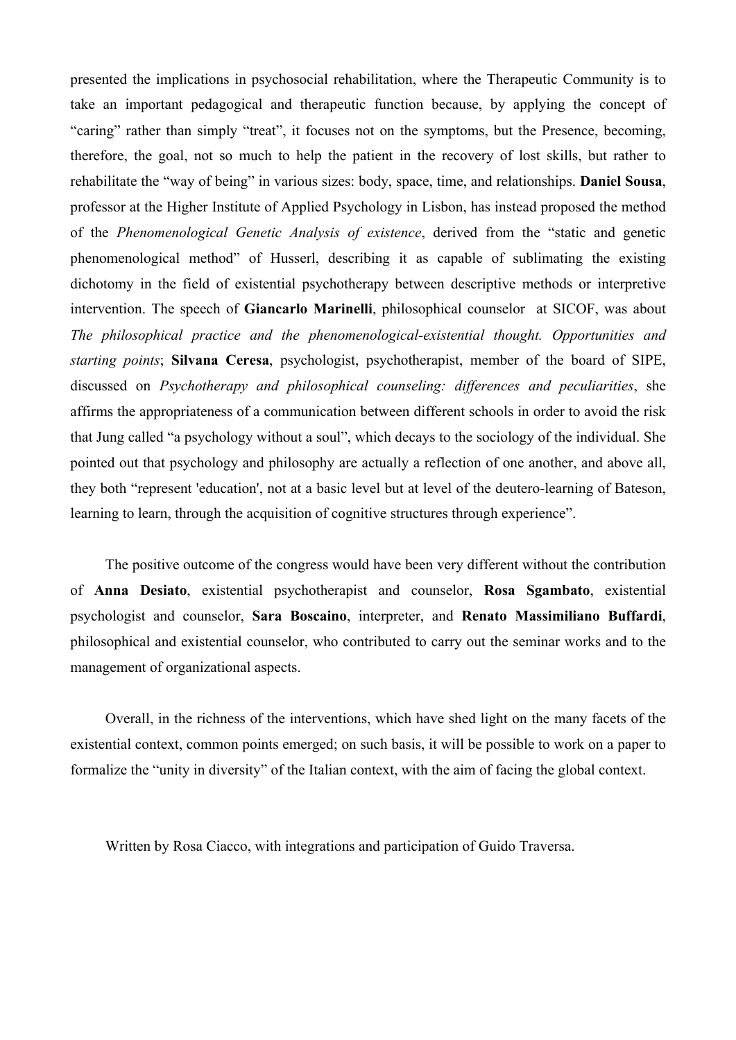presented the implications in psychosocial rehabilitation, where the Therapeutic Community is to take an important pedagogical and therapeutic function because, by applying the concept of "caring" rather than simply "treat", it focuses not on the symptoms, but the Presence, becoming, therefore, the goal, not so much to help the patient in the recovery of lost skills, but rather to rehabilitate the "way of being" in various sizes: body, space, time, and relationships. **Daniel Sousa**, professor at the Higher Institute of Applied Psychology in Lisbon, has instead proposed the method of the *Phenomenological Genetic Analysis of existence*, derived from the "static and genetic phenomenological method" of Husserl, describing it as capable of sublimating the existing dichotomy in the field of existential psychotherapy between descriptive methods or interpretive intervention. The speech of **Giancarlo Marinelli**, philosophical counselor at SICOF, was about *The philosophical practice and the phenomenological-existential thought. Opportunities and starting points*; **Silvana Ceresa**, psychologist, psychotherapist, member of the board of SIPE, discussed on *Psychotherapy and philosophical counseling: differences and peculiarities*, she affirms the appropriateness of a communication between different schools in order to avoid the risk that Jung called "a psychology without a soul", which decays to the sociology of the individual. She pointed out that psychology and philosophy are actually a reflection of one another, and above all, they both "represent 'education', not at a basic level but at level of the deutero-learning of Bateson, learning to learn, through the acquisition of cognitive structures through experience".

The positive outcome of the congress would have been very different without the contribution of **Anna Desiato**, existential psychotherapist and counselor, **Rosa Sgambato**, existential psychologist and counselor, **Sara Boscaino**, interpreter, and **Renato Massimiliano Buffardi**, philosophical and existential counselor, who contributed to carry out the seminar works and to the management of organizational aspects.

Overall, in the richness of the interventions, which have shed light on the many facets of the existential context, common points emerged; on such basis, it will be possible to work on a paper to formalize the "unity in diversity" of the Italian context, with the aim of facing the global context.

Written by Rosa Ciacco, with integrations and participation of Guido Traversa.